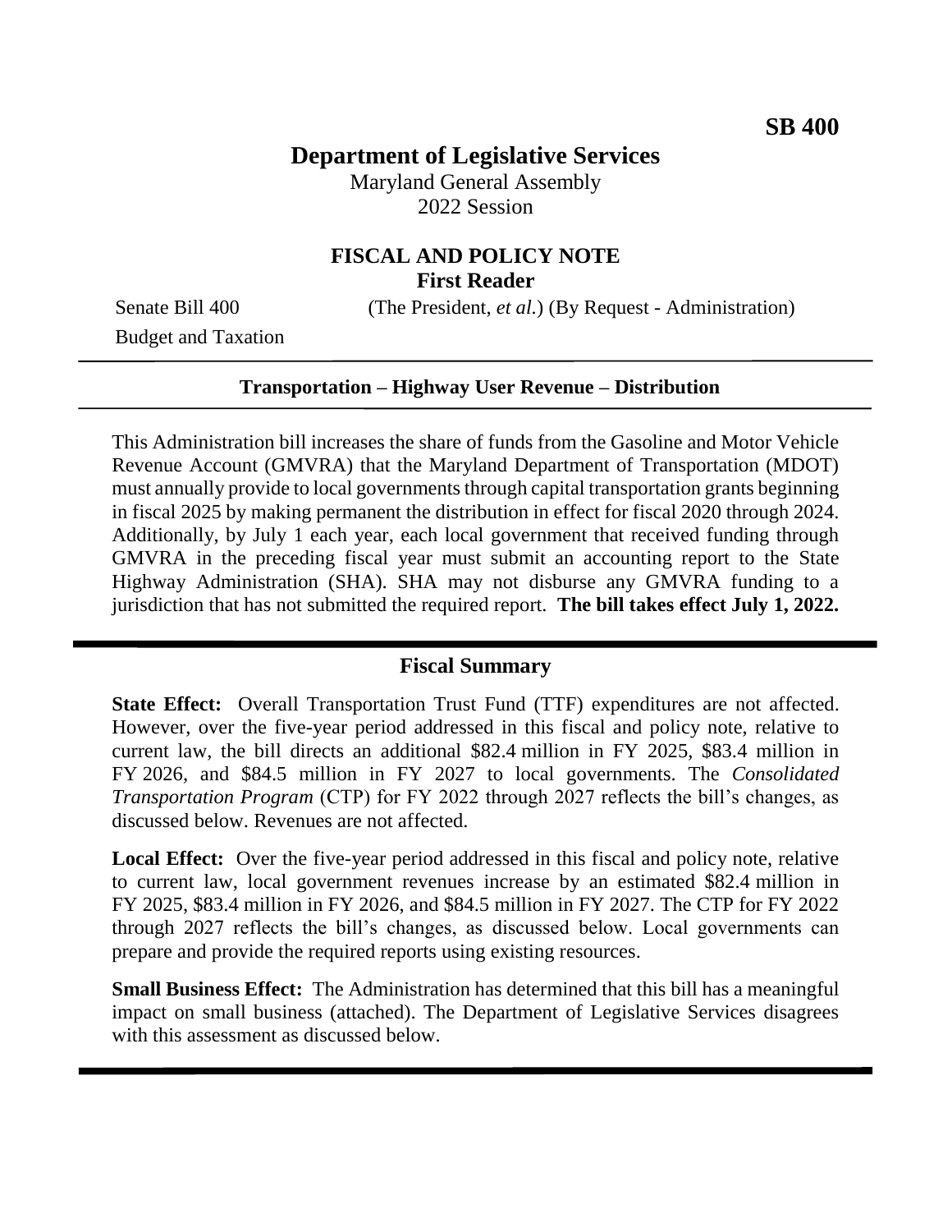**SB 400**

# Department of Legislative Services

Maryland General Assembly
2022 Session

## FISCAL AND POLICY NOTE
**First Reader**

Senate Bill 400 (The President, *et al.*) (By Request - Administration)
Budget and Taxation

---

**Transportation – Highway User Revenue – Distribution**

---

This Administration bill increases the share of funds from the Gasoline and Motor Vehicle Revenue Account (GMVRA) that the Maryland Department of Transportation (MDOT) must annually provide to local governments through capital transportation grants beginning in fiscal 2025 by making permanent the distribution in effect for fiscal 2020 through 2024. Additionally, by July 1 each year, each local government that received funding through GMVRA in the preceding fiscal year must submit an accounting report to the State Highway Administration (SHA). SHA may not disburse any GMVRA funding to a jurisdiction that has not submitted the required report. **The bill takes effect July 1, 2022.**

---

## Fiscal Summary

**State Effect:** Overall Transportation Trust Fund (TTF) expenditures are not affected. However, over the five-year period addressed in this fiscal and policy note, relative to current law, the bill directs an additional $82.4 million in FY 2025, $83.4 million in FY 2026, and $84.5 million in FY 2027 to local governments. The *Consolidated Transportation Program* (CTP) for FY 2022 through 2027 reflects the bill's changes, as discussed below. Revenues are not affected.

**Local Effect:** Over the five-year period addressed in this fiscal and policy note, relative to current law, local government revenues increase by an estimated $82.4 million in FY 2025, $83.4 million in FY 2026, and $84.5 million in FY 2027. The CTP for FY 2022 through 2027 reflects the bill's changes, as discussed below. Local governments can prepare and provide the required reports using existing resources.

**Small Business Effect:** The Administration has determined that this bill has a meaningful impact on small business (attached). The Department of Legislative Services disagrees with this assessment as discussed below.

---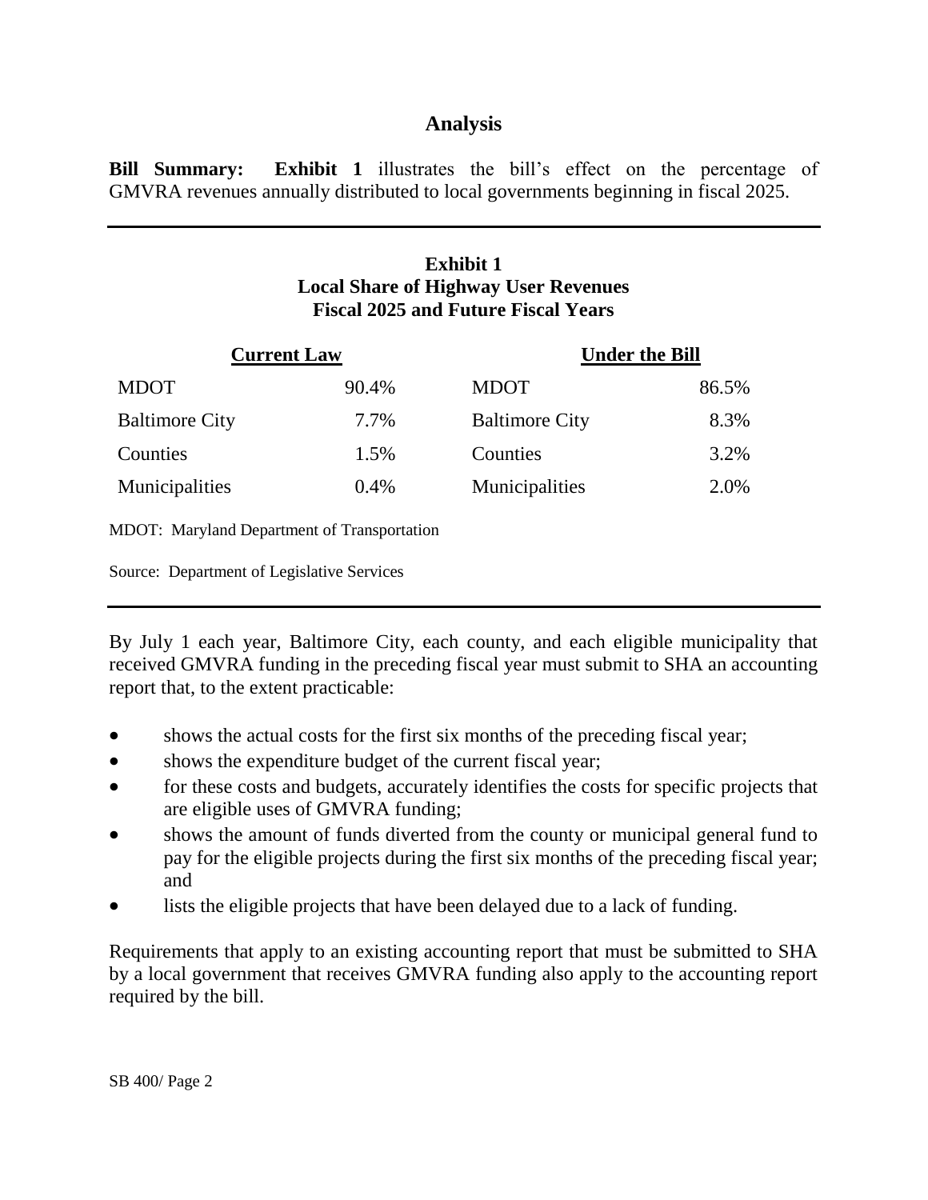## Analysis

**Bill Summary:** **Exhibit 1** illustrates the bill's effect on the percentage of GMVRA revenues annually distributed to local governments beginning in fiscal 2025.

**Exhibit 1**
**Local Share of Highway User Revenues**
**Fiscal 2025 and Future Fiscal Years**

| Current Law | | Under the Bill | |
|---|---|---|---|
| MDOT | 90.4% | MDOT | 86.5% |
| Baltimore City | 7.7% | Baltimore City | 8.3% |
| Counties | 1.5% | Counties | 3.2% |
| Municipalities | 0.4% | Municipalities | 2.0% |

MDOT: Maryland Department of Transportation

Source: Department of Legislative Services

By July 1 each year, Baltimore City, each county, and each eligible municipality that received GMVRA funding in the preceding fiscal year must submit to SHA an accounting report that, to the extent practicable:

- shows the actual costs for the first six months of the preceding fiscal year;
- shows the expenditure budget of the current fiscal year;
- for these costs and budgets, accurately identifies the costs for specific projects that are eligible uses of GMVRA funding;
- shows the amount of funds diverted from the county or municipal general fund to pay for the eligible projects during the first six months of the preceding fiscal year; and
- lists the eligible projects that have been delayed due to a lack of funding.

Requirements that apply to an existing accounting report that must be submitted to SHA by a local government that receives GMVRA funding also apply to the accounting report required by the bill.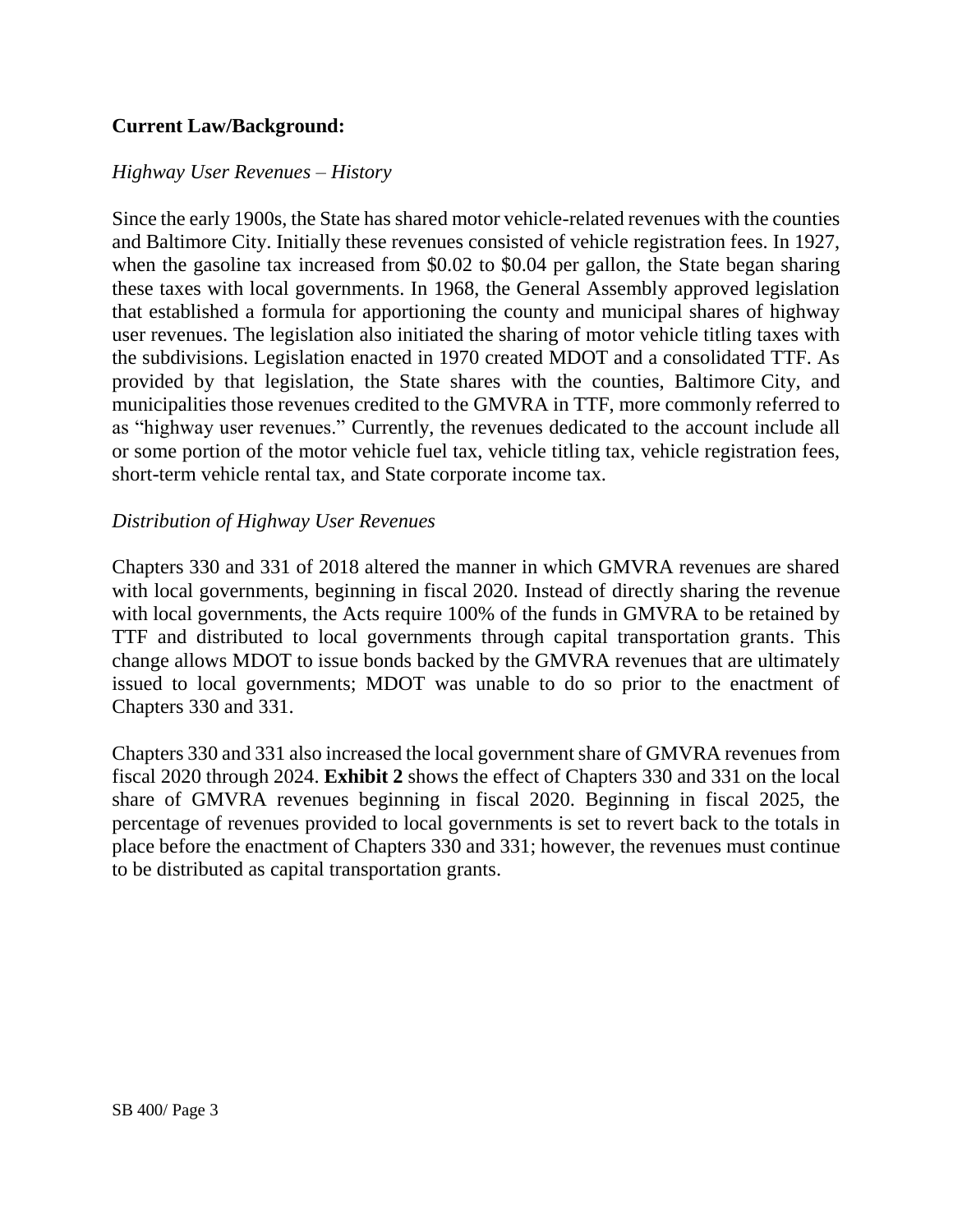**Current Law/Background:**

*Highway User Revenues – History*

Since the early 1900s, the State has shared motor vehicle-related revenues with the counties and Baltimore City. Initially these revenues consisted of vehicle registration fees. In 1927, when the gasoline tax increased from $0.02 to $0.04 per gallon, the State began sharing these taxes with local governments. In 1968, the General Assembly approved legislation that established a formula for apportioning the county and municipal shares of highway user revenues. The legislation also initiated the sharing of motor vehicle titling taxes with the subdivisions. Legislation enacted in 1970 created MDOT and a consolidated TTF. As provided by that legislation, the State shares with the counties, Baltimore City, and municipalities those revenues credited to the GMVRA in TTF, more commonly referred to as "highway user revenues." Currently, the revenues dedicated to the account include all or some portion of the motor vehicle fuel tax, vehicle titling tax, vehicle registration fees, short-term vehicle rental tax, and State corporate income tax.

*Distribution of Highway User Revenues*

Chapters 330 and 331 of 2018 altered the manner in which GMVRA revenues are shared with local governments, beginning in fiscal 2020. Instead of directly sharing the revenue with local governments, the Acts require 100% of the funds in GMVRA to be retained by TTF and distributed to local governments through capital transportation grants. This change allows MDOT to issue bonds backed by the GMVRA revenues that are ultimately issued to local governments; MDOT was unable to do so prior to the enactment of Chapters 330 and 331.

Chapters 330 and 331 also increased the local government share of GMVRA revenues from fiscal 2020 through 2024. **Exhibit 2** shows the effect of Chapters 330 and 331 on the local share of GMVRA revenues beginning in fiscal 2020. Beginning in fiscal 2025, the percentage of revenues provided to local governments is set to revert back to the totals in place before the enactment of Chapters 330 and 331; however, the revenues must continue to be distributed as capital transportation grants.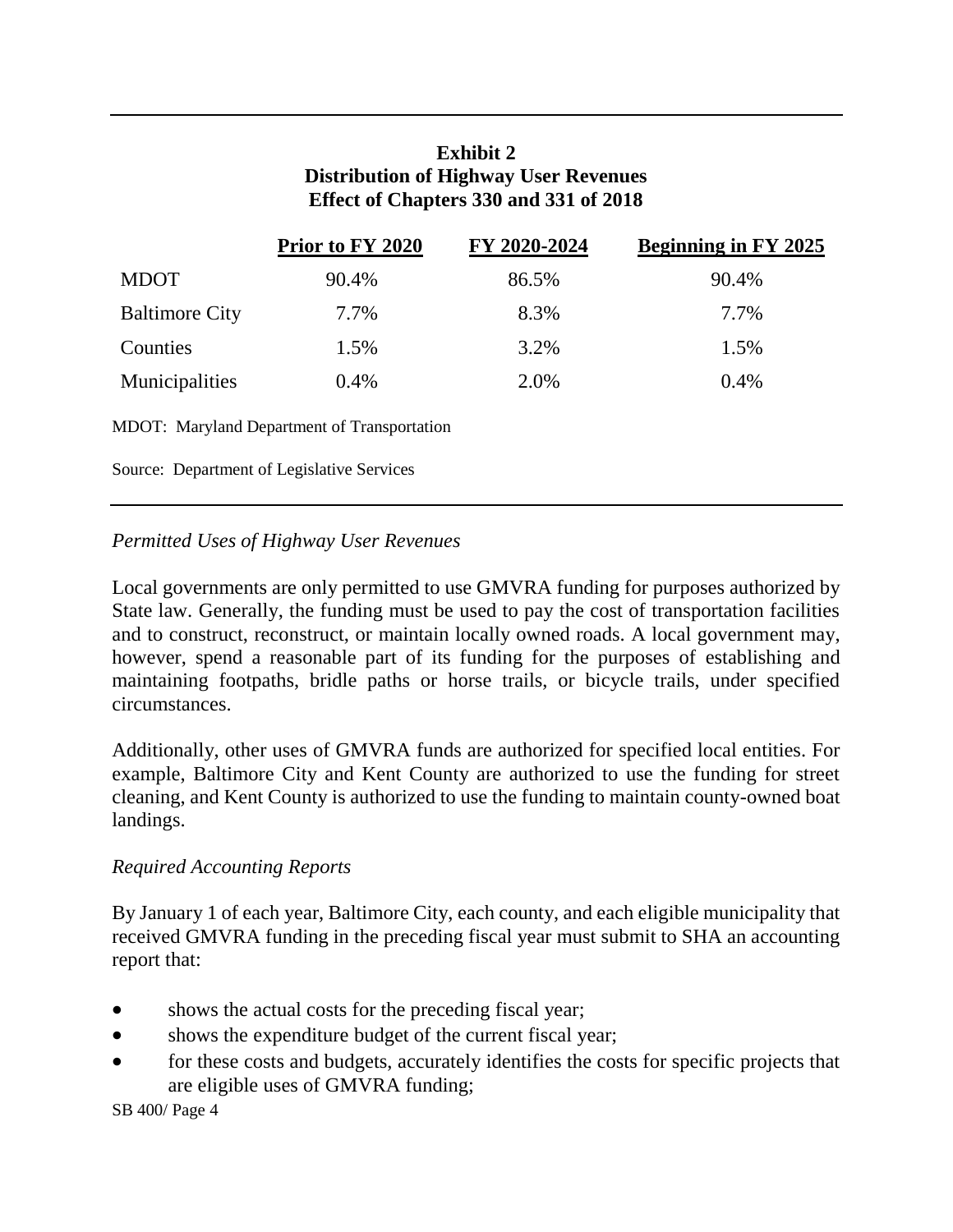**Exhibit 2**
**Distribution of Highway User Revenues**
**Effect of Chapters 330 and 331 of 2018**

| | Prior to FY 2020 | FY 2020-2024 | Beginning in FY 2025 |
|---|---|---|---|
| MDOT | 90.4% | 86.5% | 90.4% |
| Baltimore City | 7.7% | 8.3% | 7.7% |
| Counties | 1.5% | 3.2% | 1.5% |
| Municipalities | 0.4% | 2.0% | 0.4% |

MDOT: Maryland Department of Transportation

Source: Department of Legislative Services

*Permitted Uses of Highway User Revenues*

Local governments are only permitted to use GMVRA funding for purposes authorized by State law. Generally, the funding must be used to pay the cost of transportation facilities and to construct, reconstruct, or maintain locally owned roads. A local government may, however, spend a reasonable part of its funding for the purposes of establishing and maintaining footpaths, bridle paths or horse trails, or bicycle trails, under specified circumstances.

Additionally, other uses of GMVRA funds are authorized for specified local entities. For example, Baltimore City and Kent County are authorized to use the funding for street cleaning, and Kent County is authorized to use the funding to maintain county-owned boat landings.

*Required Accounting Reports*

By January 1 of each year, Baltimore City, each county, and each eligible municipality that received GMVRA funding in the preceding fiscal year must submit to SHA an accounting report that:

- shows the actual costs for the preceding fiscal year;
- shows the expenditure budget of the current fiscal year;
- for these costs and budgets, accurately identifies the costs for specific projects that are eligible uses of GMVRA funding;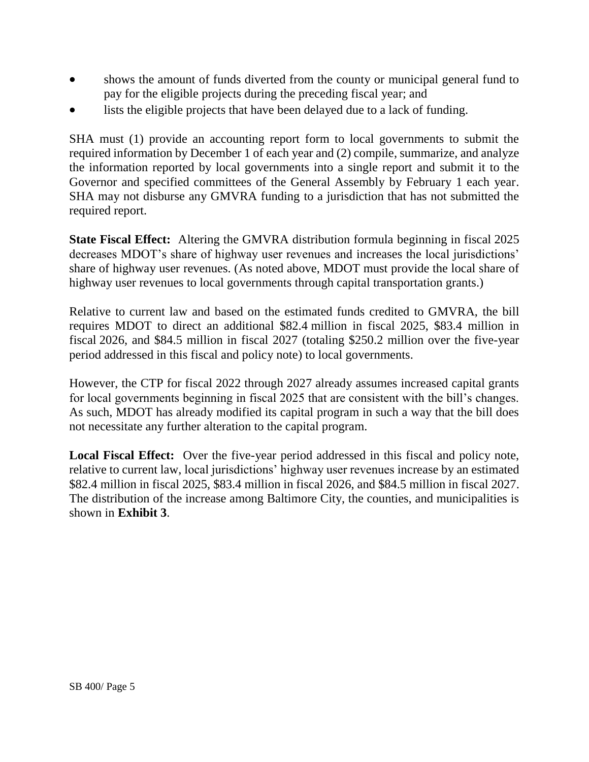- shows the amount of funds diverted from the county or municipal general fund to pay for the eligible projects during the preceding fiscal year; and
- lists the eligible projects that have been delayed due to a lack of funding.

SHA must (1) provide an accounting report form to local governments to submit the required information by December 1 of each year and (2) compile, summarize, and analyze the information reported by local governments into a single report and submit it to the Governor and specified committees of the General Assembly by February 1 each year. SHA may not disburse any GMVRA funding to a jurisdiction that has not submitted the required report.

**State Fiscal Effect:** Altering the GMVRA distribution formula beginning in fiscal 2025 decreases MDOT's share of highway user revenues and increases the local jurisdictions' share of highway user revenues. (As noted above, MDOT must provide the local share of highway user revenues to local governments through capital transportation grants.)

Relative to current law and based on the estimated funds credited to GMVRA, the bill requires MDOT to direct an additional $82.4 million in fiscal 2025, $83.4 million in fiscal 2026, and $84.5 million in fiscal 2027 (totaling $250.2 million over the five-year period addressed in this fiscal and policy note) to local governments.

However, the CTP for fiscal 2022 through 2027 already assumes increased capital grants for local governments beginning in fiscal 2025 that are consistent with the bill's changes. As such, MDOT has already modified its capital program in such a way that the bill does not necessitate any further alteration to the capital program.

**Local Fiscal Effect:** Over the five-year period addressed in this fiscal and policy note, relative to current law, local jurisdictions' highway user revenues increase by an estimated $82.4 million in fiscal 2025, $83.4 million in fiscal 2026, and $84.5 million in fiscal 2027. The distribution of the increase among Baltimore City, the counties, and municipalities is shown in **Exhibit 3**.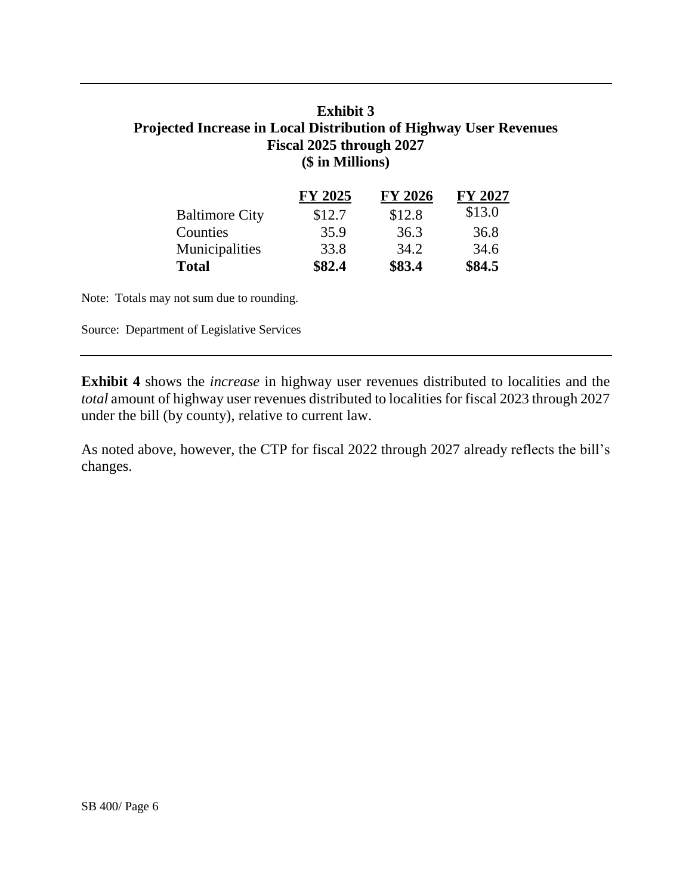**Exhibit 3**
**Projected Increase in Local Distribution of Highway User Revenues**
**Fiscal 2025 through 2027**
**($ in Millions)**

| | FY 2025 | FY 2026 | FY 2027 |
|---|---|---|---|
| Baltimore City | $12.7 | $12.8 | $13.0 |
| Counties | 35.9 | 36.3 | 36.8 |
| Municipalities | 33.8 | 34.2 | 34.6 |
| **Total** | **$82.4** | **$83.4** | **$84.5** |

Note: Totals may not sum due to rounding.

Source: Department of Legislative Services

**Exhibit 4** shows the *increase* in highway user revenues distributed to localities and the *total* amount of highway user revenues distributed to localities for fiscal 2023 through 2027 under the bill (by county), relative to current law.

As noted above, however, the CTP for fiscal 2022 through 2027 already reflects the bill's changes.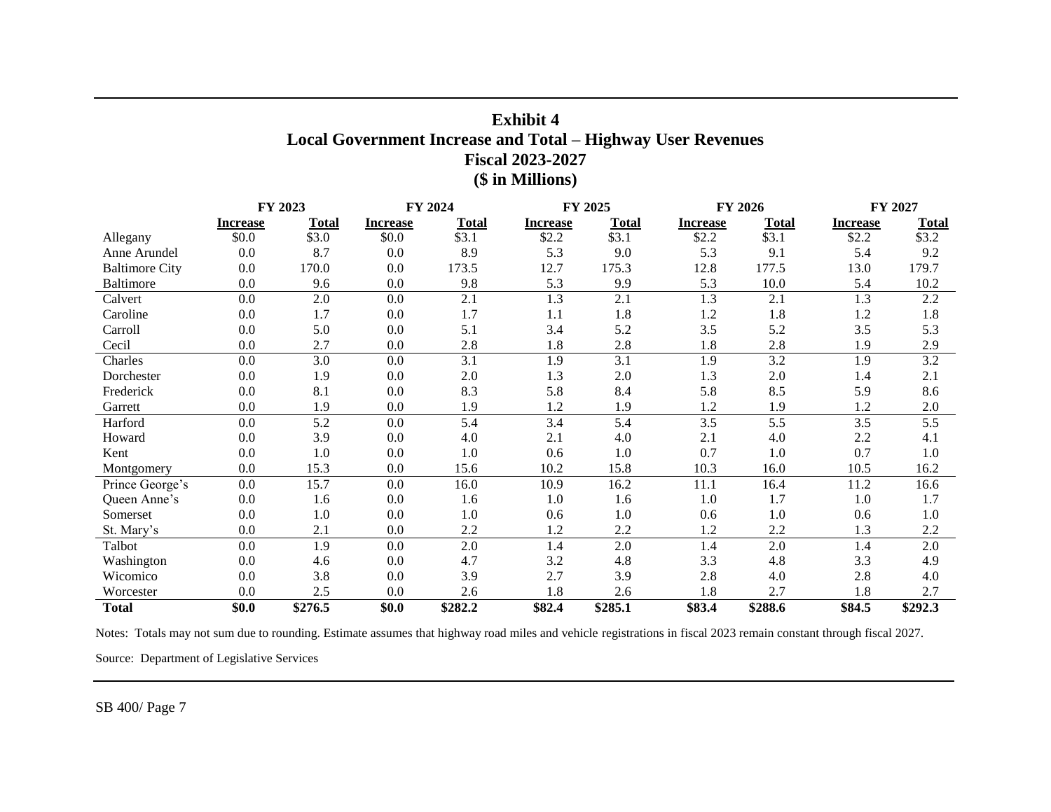# Exhibit 4
## Local Government Increase and Total – Highway User Revenues
## Fiscal 2023-2027
## ($ in Millions)

| | FY 2023 | | FY 2024 | | FY 2025 | | FY 2026 | | FY 2027 | |
|---|---|---|---|---|---|---|---|---|---|---|
| | **Increase** | **Total** | **Increase** | **Total** | **Increase** | **Total** | **Increase** | **Total** | **Increase** | **Total** |
| Allegany | $0.0 | $3.0 | $0.0 | $3.1 | $2.2 | $3.1 | $2.2 | $3.1 | $2.2 | $3.2 |
| Anne Arundel | 0.0 | 8.7 | 0.0 | 8.9 | 5.3 | 9.0 | 5.3 | 9.1 | 5.4 | 9.2 |
| Baltimore City | 0.0 | 170.0 | 0.0 | 173.5 | 12.7 | 175.3 | 12.8 | 177.5 | 13.0 | 179.7 |
| Baltimore | 0.0 | 9.6 | 0.0 | 9.8 | 5.3 | 9.9 | 5.3 | 10.0 | 5.4 | 10.2 |
| Calvert | 0.0 | 2.0 | 0.0 | 2.1 | 1.3 | 2.1 | 1.3 | 2.1 | 1.3 | 2.2 |
| Caroline | 0.0 | 1.7 | 0.0 | 1.7 | 1.1 | 1.8 | 1.2 | 1.8 | 1.2 | 1.8 |
| Carroll | 0.0 | 5.0 | 0.0 | 5.1 | 3.4 | 5.2 | 3.5 | 5.2 | 3.5 | 5.3 |
| Cecil | 0.0 | 2.7 | 0.0 | 2.8 | 1.8 | 2.8 | 1.8 | 2.8 | 1.9 | 2.9 |
| Charles | 0.0 | 3.0 | 0.0 | 3.1 | 1.9 | 3.1 | 1.9 | 3.2 | 1.9 | 3.2 |
| Dorchester | 0.0 | 1.9 | 0.0 | 2.0 | 1.3 | 2.0 | 1.3 | 2.0 | 1.4 | 2.1 |
| Frederick | 0.0 | 8.1 | 0.0 | 8.3 | 5.8 | 8.4 | 5.8 | 8.5 | 5.9 | 8.6 |
| Garrett | 0.0 | 1.9 | 0.0 | 1.9 | 1.2 | 1.9 | 1.2 | 1.9 | 1.2 | 2.0 |
| Harford | 0.0 | 5.2 | 0.0 | 5.4 | 3.4 | 5.4 | 3.5 | 5.5 | 3.5 | 5.5 |
| Howard | 0.0 | 3.9 | 0.0 | 4.0 | 2.1 | 4.0 | 2.1 | 4.0 | 2.2 | 4.1 |
| Kent | 0.0 | 1.0 | 0.0 | 1.0 | 0.6 | 1.0 | 0.7 | 1.0 | 0.7 | 1.0 |
| Montgomery | 0.0 | 15.3 | 0.0 | 15.6 | 10.2 | 15.8 | 10.3 | 16.0 | 10.5 | 16.2 |
| Prince George's | 0.0 | 15.7 | 0.0 | 16.0 | 10.9 | 16.2 | 11.1 | 16.4 | 11.2 | 16.6 |
| Queen Anne's | 0.0 | 1.6 | 0.0 | 1.6 | 1.0 | 1.6 | 1.0 | 1.7 | 1.0 | 1.7 |
| Somerset | 0.0 | 1.0 | 0.0 | 1.0 | 0.6 | 1.0 | 0.6 | 1.0 | 0.6 | 1.0 |
| St. Mary's | 0.0 | 2.1 | 0.0 | 2.2 | 1.2 | 2.2 | 1.2 | 2.2 | 1.3 | 2.2 |
| Talbot | 0.0 | 1.9 | 0.0 | 2.0 | 1.4 | 2.0 | 1.4 | 2.0 | 1.4 | 2.0 |
| Washington | 0.0 | 4.6 | 0.0 | 4.7 | 3.2 | 4.8 | 3.3 | 4.8 | 3.3 | 4.9 |
| Wicomico | 0.0 | 3.8 | 0.0 | 3.9 | 2.7 | 3.9 | 2.8 | 4.0 | 2.8 | 4.0 |
| Worcester | 0.0 | 2.5 | 0.0 | 2.6 | 1.8 | 2.6 | 1.8 | 2.7 | 1.8 | 2.7 |
| **Total** | **$0.0** | **$276.5** | **$0.0** | **$282.2** | **$82.4** | **$285.1** | **$83.4** | **$288.6** | **$84.5** | **$292.3** |

Notes: Totals may not sum due to rounding. Estimate assumes that highway road miles and vehicle registrations in fiscal 2023 remain constant through fiscal 2027.

Source: Department of Legislative Services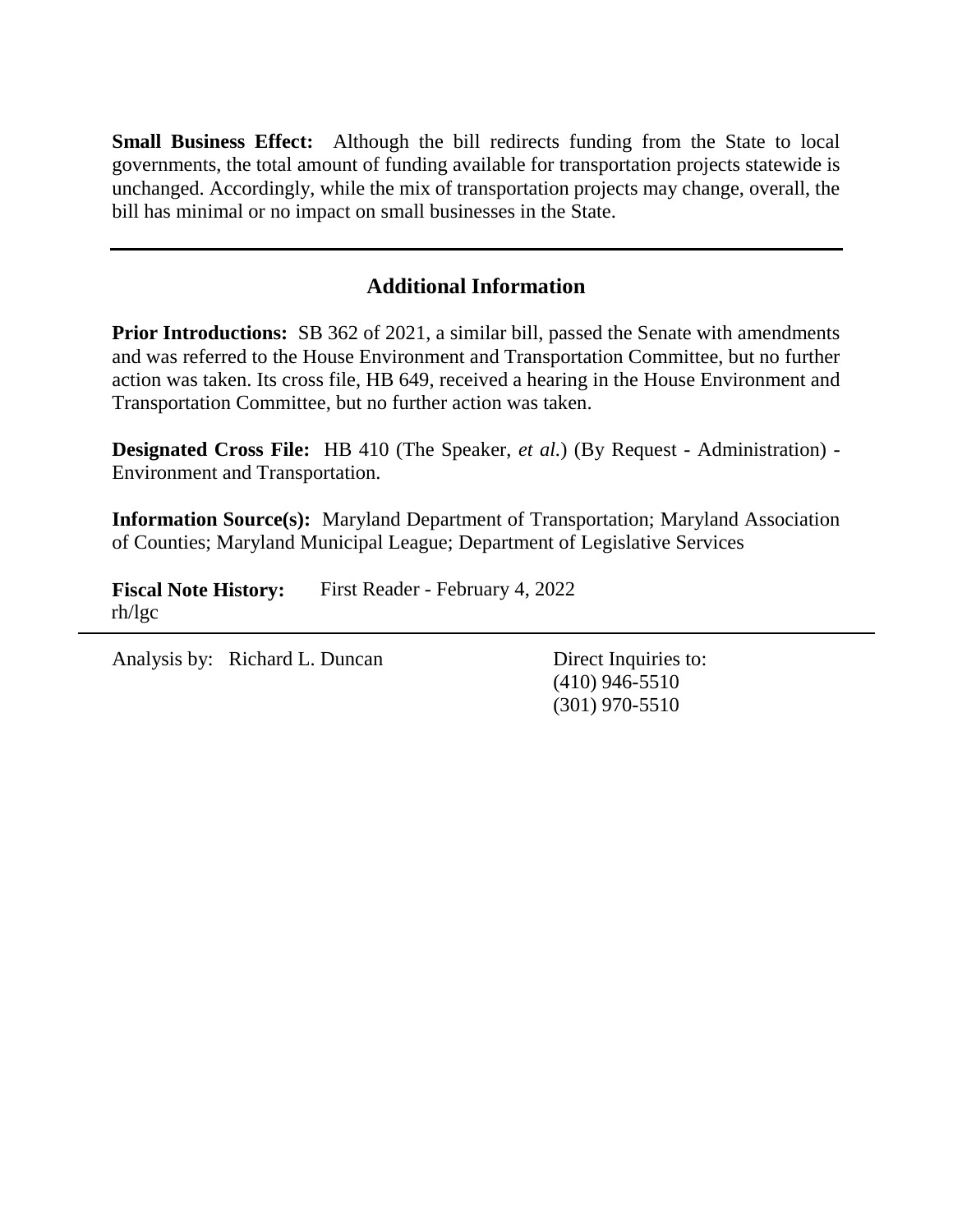**Small Business Effect:** Although the bill redirects funding from the State to local governments, the total amount of funding available for transportation projects statewide is unchanged. Accordingly, while the mix of transportation projects may change, overall, the bill has minimal or no impact on small businesses in the State.

---

## Additional Information

**Prior Introductions:** SB 362 of 2021, a similar bill, passed the Senate with amendments and was referred to the House Environment and Transportation Committee, but no further action was taken. Its cross file, HB 649, received a hearing in the House Environment and Transportation Committee, but no further action was taken.

**Designated Cross File:** HB 410 (The Speaker, *et al.*) (By Request - Administration) - Environment and Transportation.

**Information Source(s):** Maryland Department of Transportation; Maryland Association of Counties; Maryland Municipal League; Department of Legislative Services

**Fiscal Note History:** First Reader - February 4, 2022
rh/lgc

---

Analysis by: Richard L. Duncan

Direct Inquiries to:
(410) 946-5510
(301) 970-5510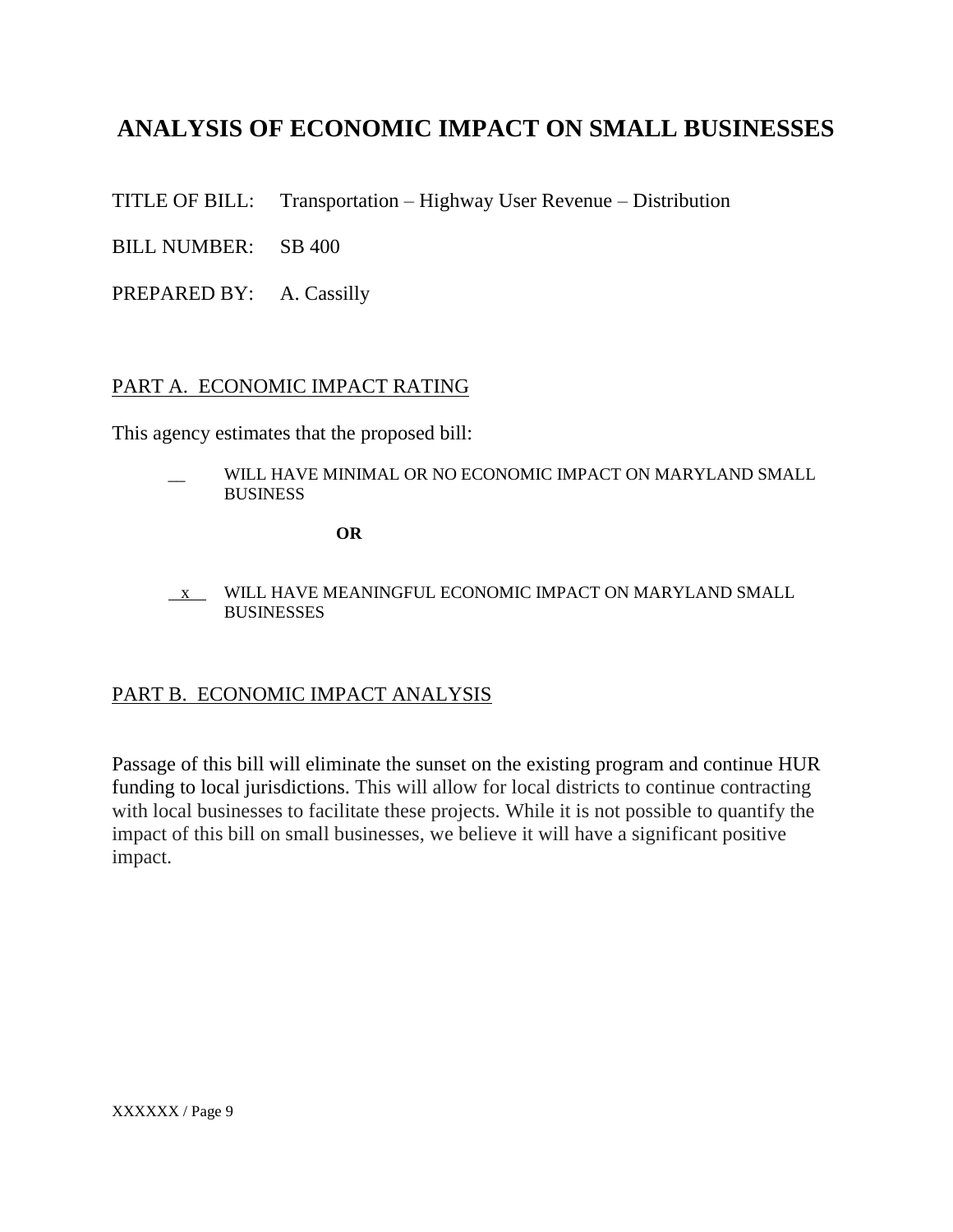# ANALYSIS OF ECONOMIC IMPACT ON SMALL BUSINESSES

TITLE OF BILL: Transportation – Highway User Revenue – Distribution

BILL NUMBER: SB 400

PREPARED BY: A. Cassilly

## PART A. ECONOMIC IMPACT RATING

This agency estimates that the proposed bill:

__ WILL HAVE MINIMAL OR NO ECONOMIC IMPACT ON MARYLAND SMALL BUSINESS

**OR**

x WILL HAVE MEANINGFUL ECONOMIC IMPACT ON MARYLAND SMALL BUSINESSES

## PART B. ECONOMIC IMPACT ANALYSIS

Passage of this bill will eliminate the sunset on the existing program and continue HUR funding to local jurisdictions. This will allow for local districts to continue contracting with local businesses to facilitate these projects. While it is not possible to quantify the impact of this bill on small businesses, we believe it will have a significant positive impact.